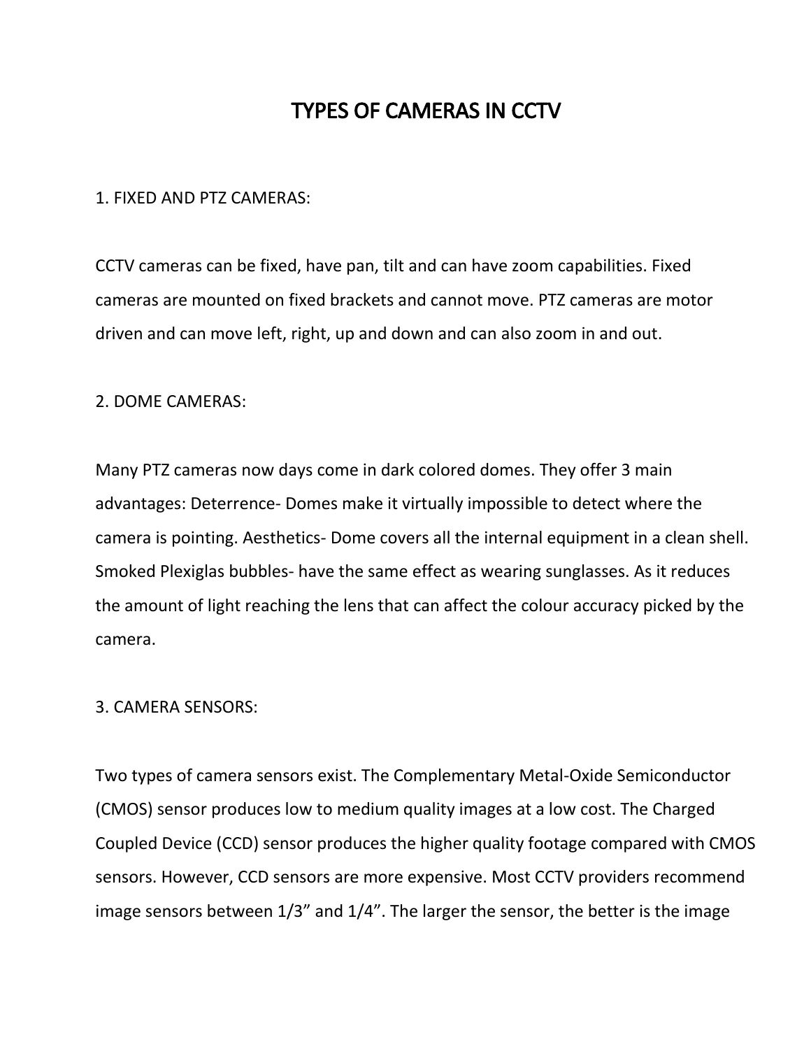# TYPES OF CAMERAS IN CCTV

1. FIXED AND PTZ CAMERAS:

CCTV cameras can be fixed, have pan, tilt and can have zoom capabilities. Fixed cameras are mounted on fixed brackets and cannot move. PTZ cameras are motor driven and can move left, right, up and down and can also zoom in and out.

2. DOME CAMERAS:

Many PTZ cameras now days come in dark colored domes. They offer 3 main advantages: Deterrence- Domes make it virtually impossible to detect where the camera is pointing. Aesthetics- Dome covers all the internal equipment in a clean shell. Smoked Plexiglas bubbles- have the same effect as wearing sunglasses. As it reduces the amount of light reaching the lens that can affect the colour accuracy picked by the camera.

3. CAMERA SENSORS:

Two types of camera sensors exist. The Complementary Metal-Oxide Semiconductor (CMOS) sensor produces low to medium quality images at a low cost. The Charged Coupled Device (CCD) sensor produces the higher quality footage compared with CMOS sensors. However, CCD sensors are more expensive. Most CCTV providers recommend image sensors between 1/3" and 1/4". The larger the sensor, the better is the image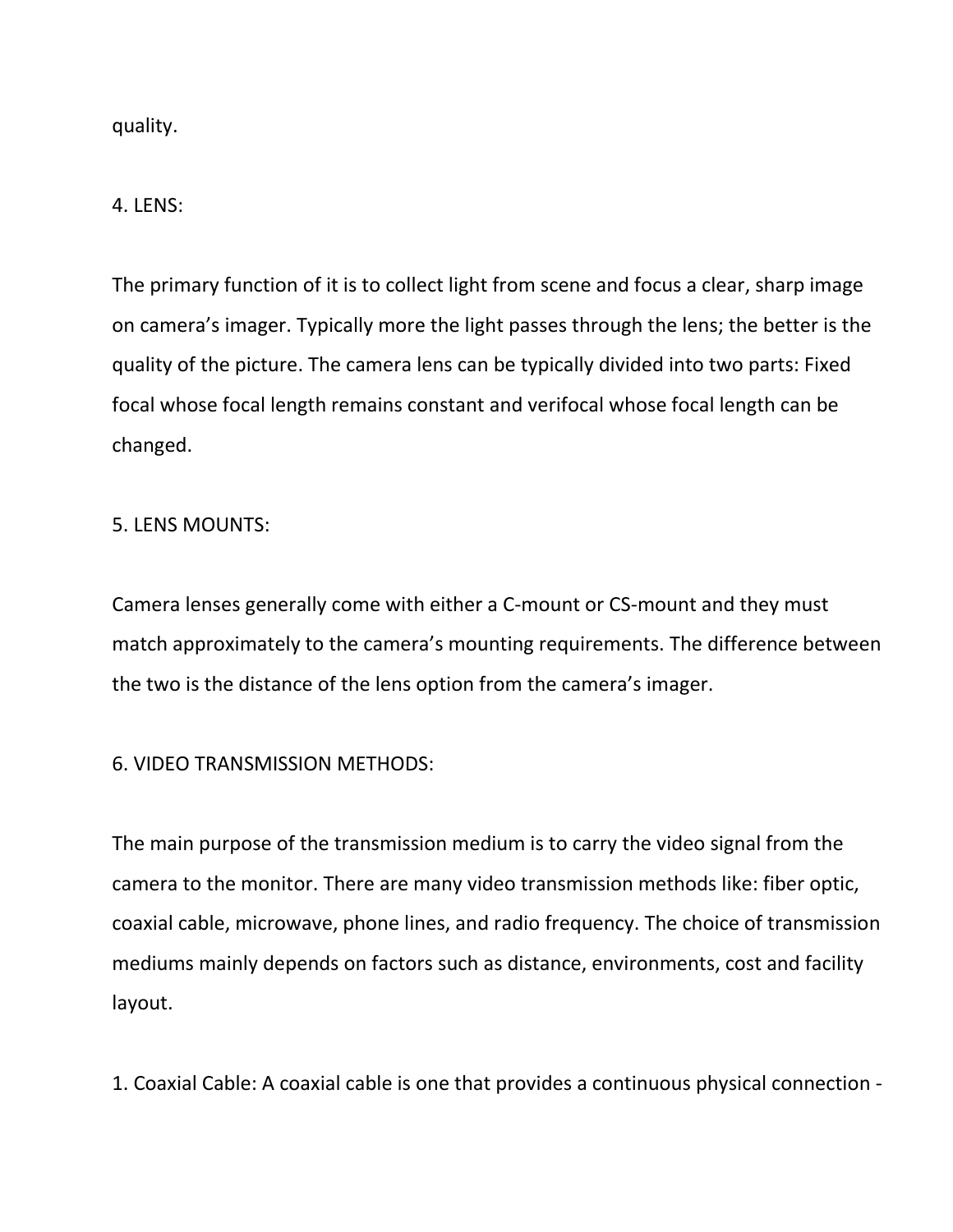quality.

4. LENS:

The primary function of it is to collect light from scene and focus a clear, sharp image on camera's imager. Typically more the light passes through the lens; the better is the quality of the picture. The camera lens can be typically divided into two parts: Fixed focal whose focal length remains constant and verifocal whose focal length can be changed.

5. LENS MOUNTS:

Camera lenses generally come with either a C-mount or CS-mount and they must match approximately to the camera's mounting requirements. The difference between the two is the distance of the lens option from the camera's imager.

6. VIDEO TRANSMISSION METHODS:

The main purpose of the transmission medium is to carry the video signal from the camera to the monitor. There are many video transmission methods like: fiber optic, coaxial cable, microwave, phone lines, and radio frequency. The choice of transmission mediums mainly depends on factors such as distance, environments, cost and facility layout.

1. Coaxial Cable: A coaxial cable is one that provides a continuous physical connection -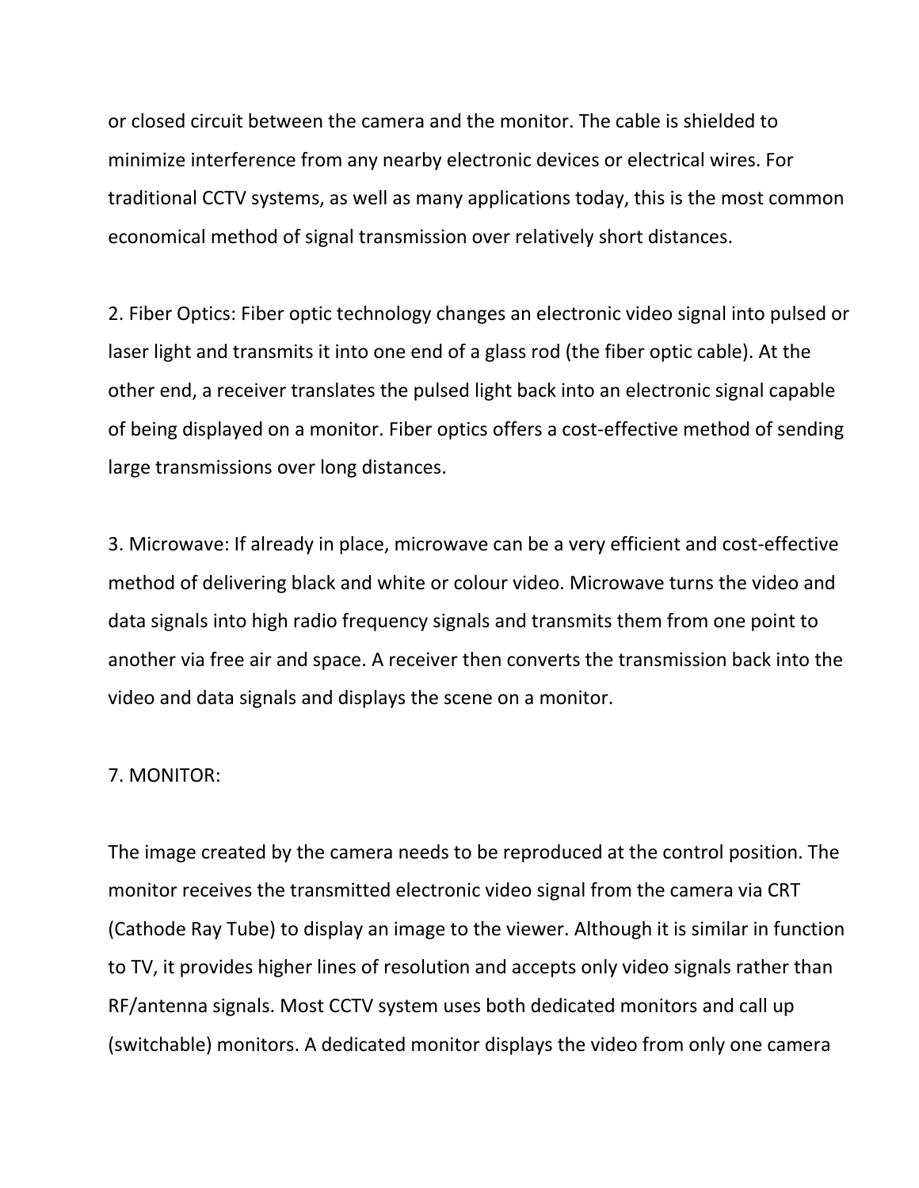or closed circuit between the camera and the monitor. The cable is shielded to minimize interference from any nearby electronic devices or electrical wires. For traditional CCTV systems, as well as many applications today, this is the most common economical method of signal transmission over relatively short distances.

2. Fiber Optics: Fiber optic technology changes an electronic video signal into pulsed or laser light and transmits it into one end of a glass rod (the fiber optic cable). At the other end, a receiver translates the pulsed light back into an electronic signal capable of being displayed on a monitor. Fiber optics offers a cost-effective method of sending large transmissions over long distances.

3. Microwave: If already in place, microwave can be a very efficient and cost-effective method of delivering black and white or colour video. Microwave turns the video and data signals into high radio frequency signals and transmits them from one point to another via free air and space. A receiver then converts the transmission back into the video and data signals and displays the scene on a monitor.

7. MONITOR:

The image created by the camera needs to be reproduced at the control position. The monitor receives the transmitted electronic video signal from the camera via CRT (Cathode Ray Tube) to display an image to the viewer. Although it is similar in function to TV, it provides higher lines of resolution and accepts only video signals rather than RF/antenna signals. Most CCTV system uses both dedicated monitors and call up (switchable) monitors. A dedicated monitor displays the video from only one camera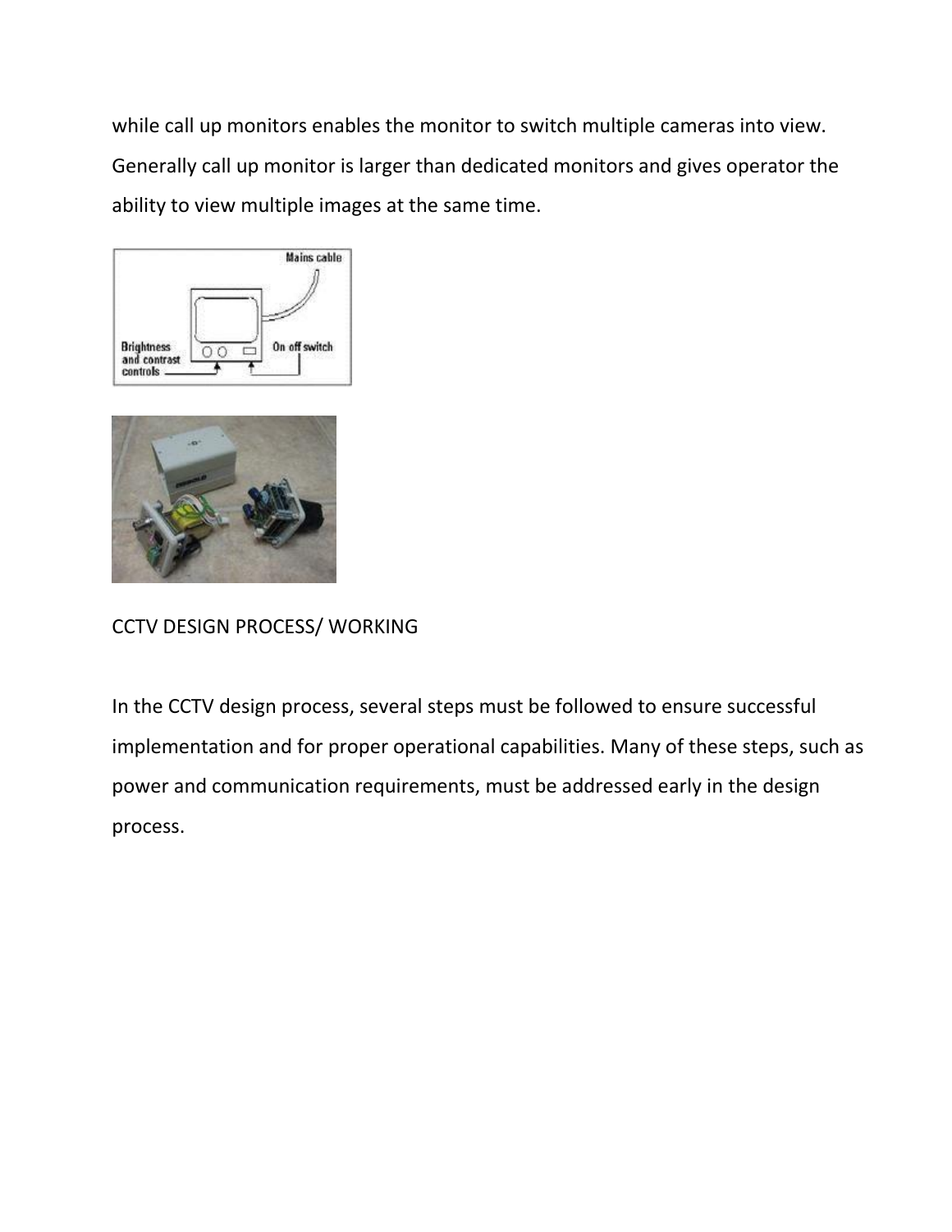while call up monitors enables the monitor to switch multiple cameras into view. Generally call up monitor is larger than dedicated monitors and gives operator the ability to view multiple images at the same time.

## CCTV DESIGN PROCESS/ WORKING

In the CCTV design process, several steps must be followed to ensure successful implementation and for proper operational capabilities. Many of these steps, such as power and communication requirements, must be addressed early in the design process.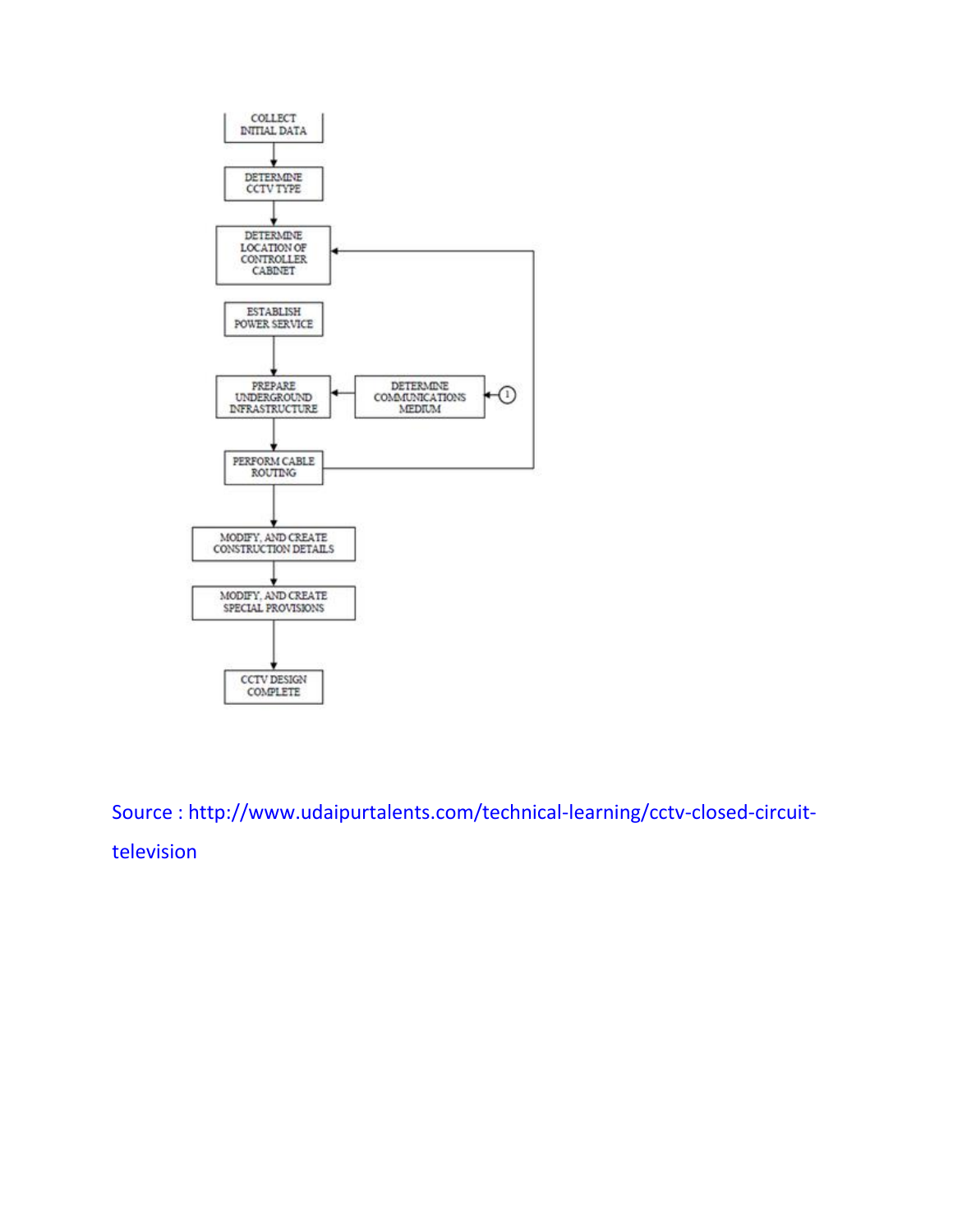COLLECT INITIAL DATA

DETERMINE CCTV TYPE

DETERMINE LOCATION OF CONTROLLER CABINET

ESTABLISH POWER SERVICE

PREPARE UNDERGROUND INFRASTRUCTURE

DETERMINE COMMUNICATIONS MEDIUM

1

PERFORM CABLE ROUTING

MODIFY, AND CREATE CONSTRUCTION DETAILS

MODIFY, AND CREATE SPECIAL PROVISIONS

CCTV DESIGN COMPLETE

Source : http://www.udaipurtalents.com/technical-learning/cctv-closed-circuit-television